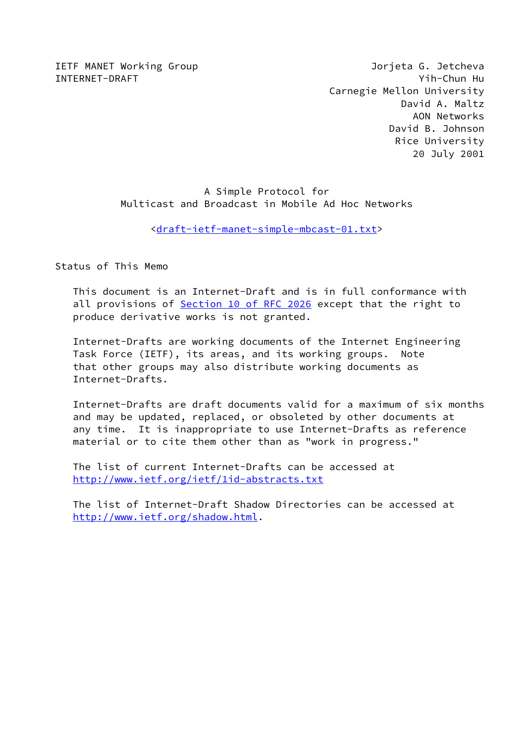IETF MANET Working Group
INTERNET-DRAFT

Jorjeta G. Jetcheva
Yih-Chun Hu
Carnegie Mellon University
David A. Maltz
AON Networks
David B. Johnson
Rice University
20 July 2001

# A Simple Protocol for Multicast and Broadcast in Mobile Ad Hoc Networks

<draft-ietf-manet-simple-mbcast-01.txt>

## Status of This Memo

This document is an Internet-Draft and is in full conformance with all provisions of Section 10 of RFC 2026 except that the right to produce derivative works is not granted.

Internet-Drafts are working documents of the Internet Engineering Task Force (IETF), its areas, and its working groups. Note that other groups may also distribute working documents as Internet-Drafts.

Internet-Drafts are draft documents valid for a maximum of six months and may be updated, replaced, or obsoleted by other documents at any time. It is inappropriate to use Internet-Drafts as reference material or to cite them other than as "work in progress."

The list of current Internet-Drafts can be accessed at http://www.ietf.org/ietf/1id-abstracts.txt

The list of Internet-Draft Shadow Directories can be accessed at http://www.ietf.org/shadow.html.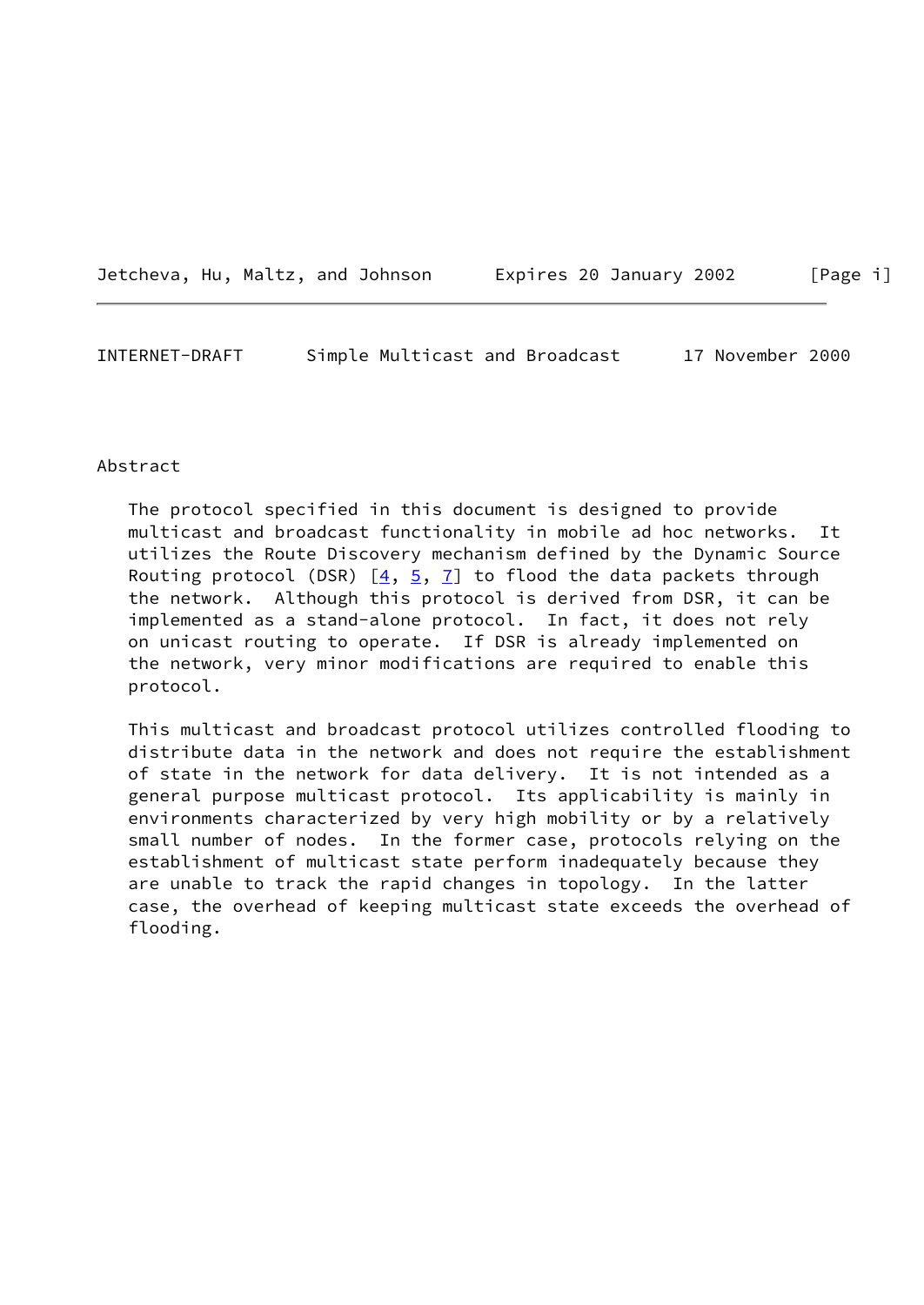# Abstract

The protocol specified in this document is designed to provide multicast and broadcast functionality in mobile ad hoc networks. It utilizes the Route Discovery mechanism defined by the Dynamic Source Routing protocol (DSR) [4, 5, 7] to flood the data packets through the network. Although this protocol is derived from DSR, it can be implemented as a stand-alone protocol. In fact, it does not rely on unicast routing to operate. If DSR is already implemented on the network, very minor modifications are required to enable this protocol.

This multicast and broadcast protocol utilizes controlled flooding to distribute data in the network and does not require the establishment of state in the network for data delivery. It is not intended as a general purpose multicast protocol. Its applicability is mainly in environments characterized by very high mobility or by a relatively small number of nodes. In the former case, protocols relying on the establishment of multicast state perform inadequately because they are unable to track the rapid changes in topology. In the latter case, the overhead of keeping multicast state exceeds the overhead of flooding.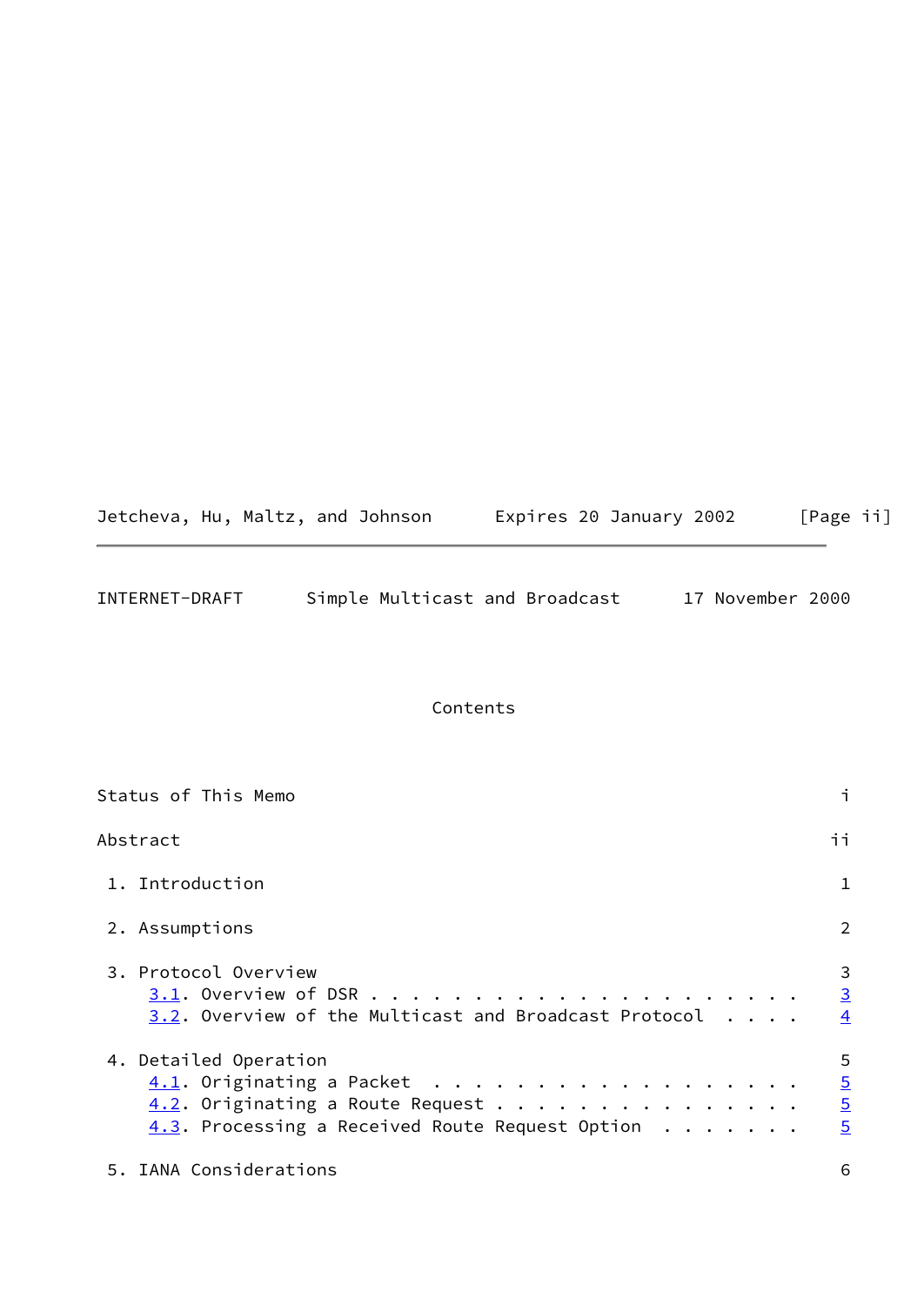## Contents

Status of This Memo ..................... i

Abstract ..................... ii

1. Introduction ..................... 1

2. Assumptions ..................... 2

3. Protocol Overview ..................... 3
   - 3.1. Overview of DSR ..................... 3
   - 3.2. Overview of the Multicast and Broadcast Protocol ..................... 4

4. Detailed Operation ..................... 5
   - 4.1. Originating a Packet ..................... 5
   - 4.2. Originating a Route Request ..................... 5
   - 4.3. Processing a Received Route Request Option ..................... 5

5. IANA Considerations ..................... 6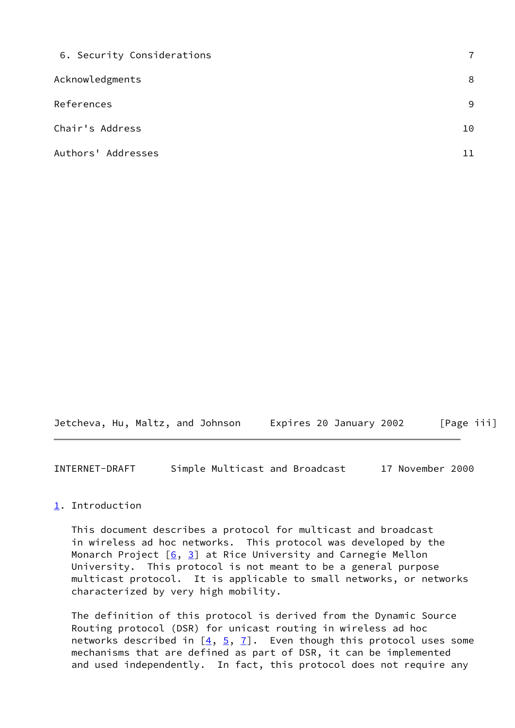| | |
|---|---|
| 6. Security Considerations | 7 |
| Acknowledgments | 8 |
| References | 9 |
| Chair's Address | 10 |
| Authors' Addresses | 11 |

# 1. Introduction

This document describes a protocol for multicast and broadcast in wireless ad hoc networks. This protocol was developed by the Monarch Project [6, 3] at Rice University and Carnegie Mellon University. This protocol is not meant to be a general purpose multicast protocol. It is applicable to small networks, or networks characterized by very high mobility.

The definition of this protocol is derived from the Dynamic Source Routing protocol (DSR) for unicast routing in wireless ad hoc networks described in [4, 5, 7]. Even though this protocol uses some mechanisms that are defined as part of DSR, it can be implemented and used independently. In fact, this protocol does not require any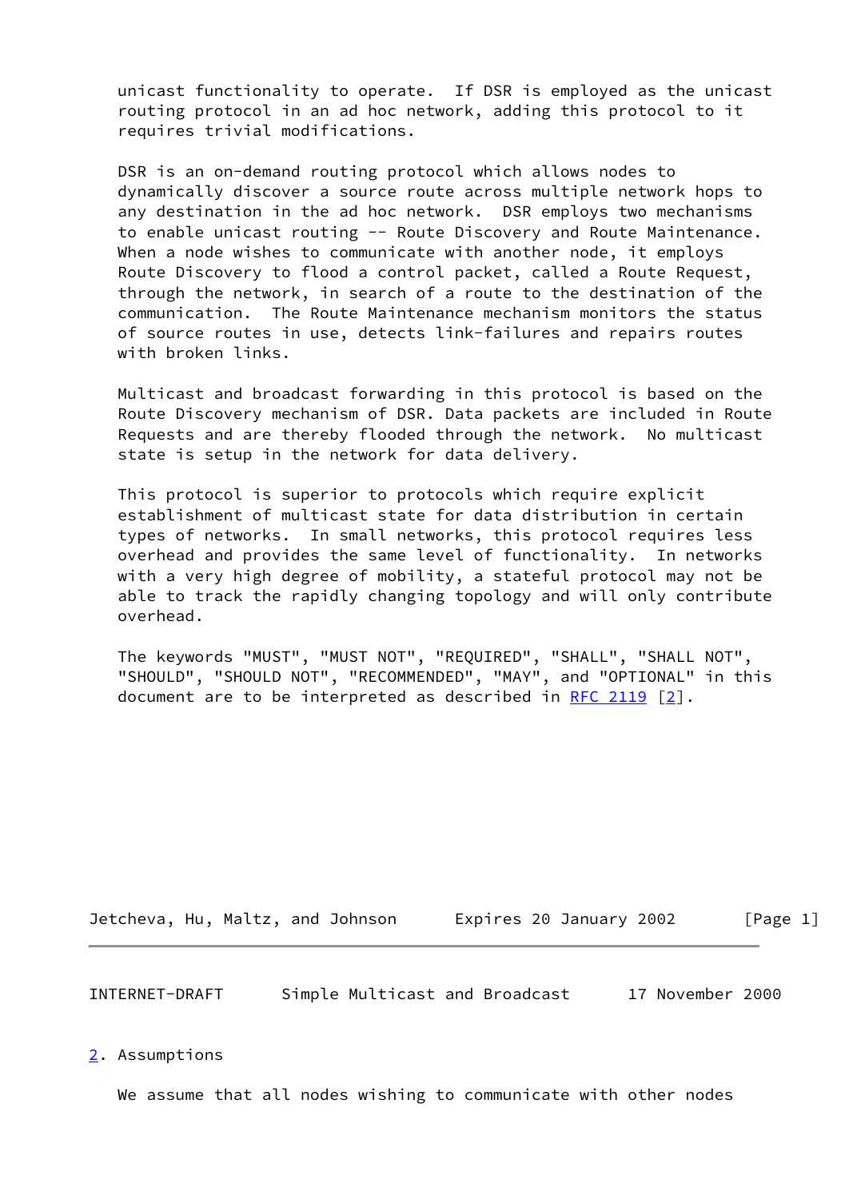unicast functionality to operate. If DSR is employed as the unicast routing protocol in an ad hoc network, adding this protocol to it requires trivial modifications.

DSR is an on-demand routing protocol which allows nodes to dynamically discover a source route across multiple network hops to any destination in the ad hoc network. DSR employs two mechanisms to enable unicast routing -- Route Discovery and Route Maintenance. When a node wishes to communicate with another node, it employs Route Discovery to flood a control packet, called a Route Request, through the network, in search of a route to the destination of the communication. The Route Maintenance mechanism monitors the status of source routes in use, detects link-failures and repairs routes with broken links.

Multicast and broadcast forwarding in this protocol is based on the Route Discovery mechanism of DSR. Data packets are included in Route Requests and are thereby flooded through the network. No multicast state is setup in the network for data delivery.

This protocol is superior to protocols which require explicit establishment of multicast state for data distribution in certain types of networks. In small networks, this protocol requires less overhead and provides the same level of functionality. In networks with a very high degree of mobility, a stateful protocol may not be able to track the rapidly changing topology and will only contribute overhead.

The keywords "MUST", "MUST NOT", "REQUIRED", "SHALL", "SHALL NOT", "SHOULD", "SHOULD NOT", "RECOMMENDED", "MAY", and "OPTIONAL" in this document are to be interpreted as described in RFC 2119 [2].

## 2. Assumptions

We assume that all nodes wishing to communicate with other nodes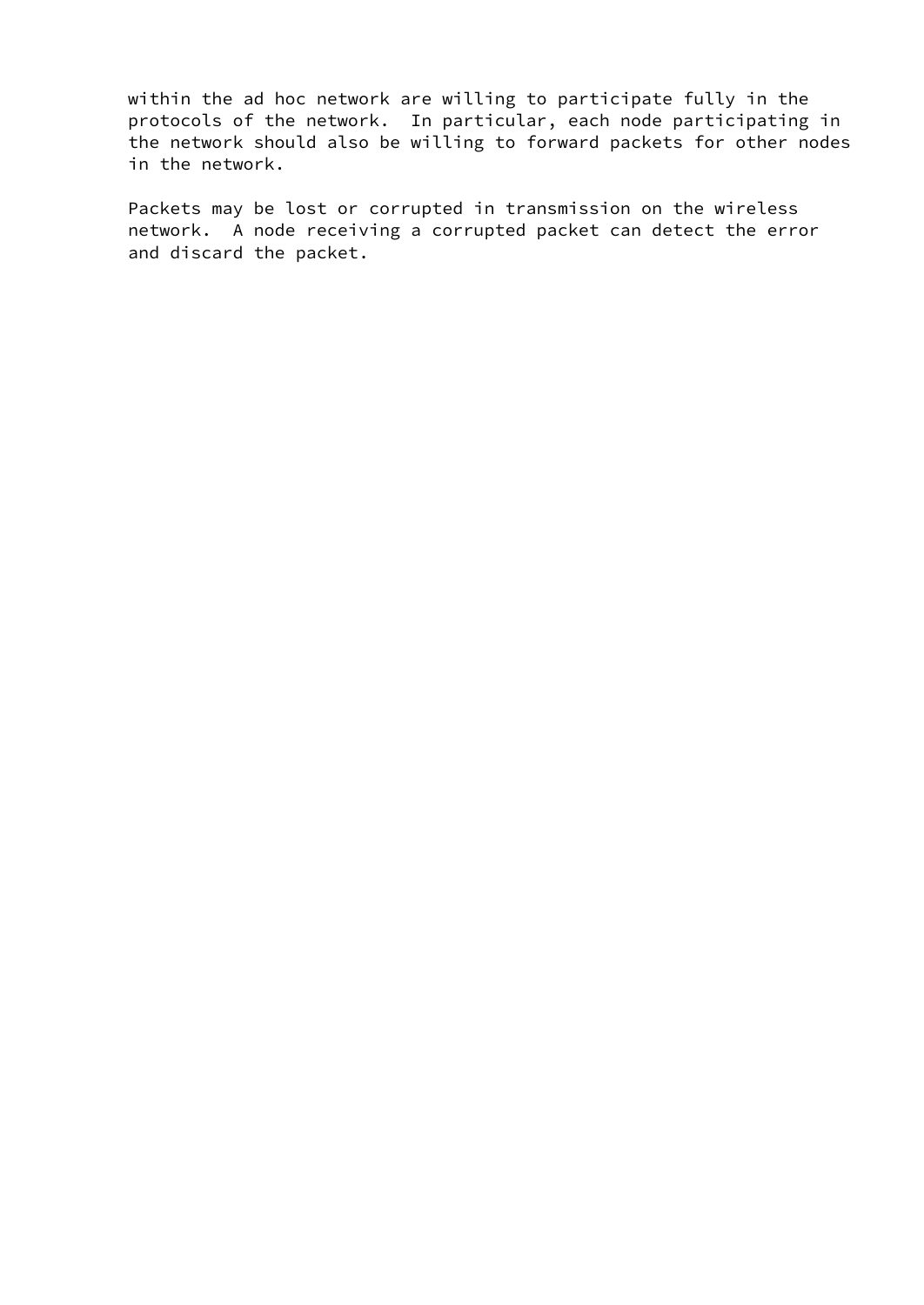within the ad hoc network are willing to participate fully in the protocols of the network. In particular, each node participating in the network should also be willing to forward packets for other nodes in the network.

Packets may be lost or corrupted in transmission on the wireless network. A node receiving a corrupted packet can detect the error and discard the packet.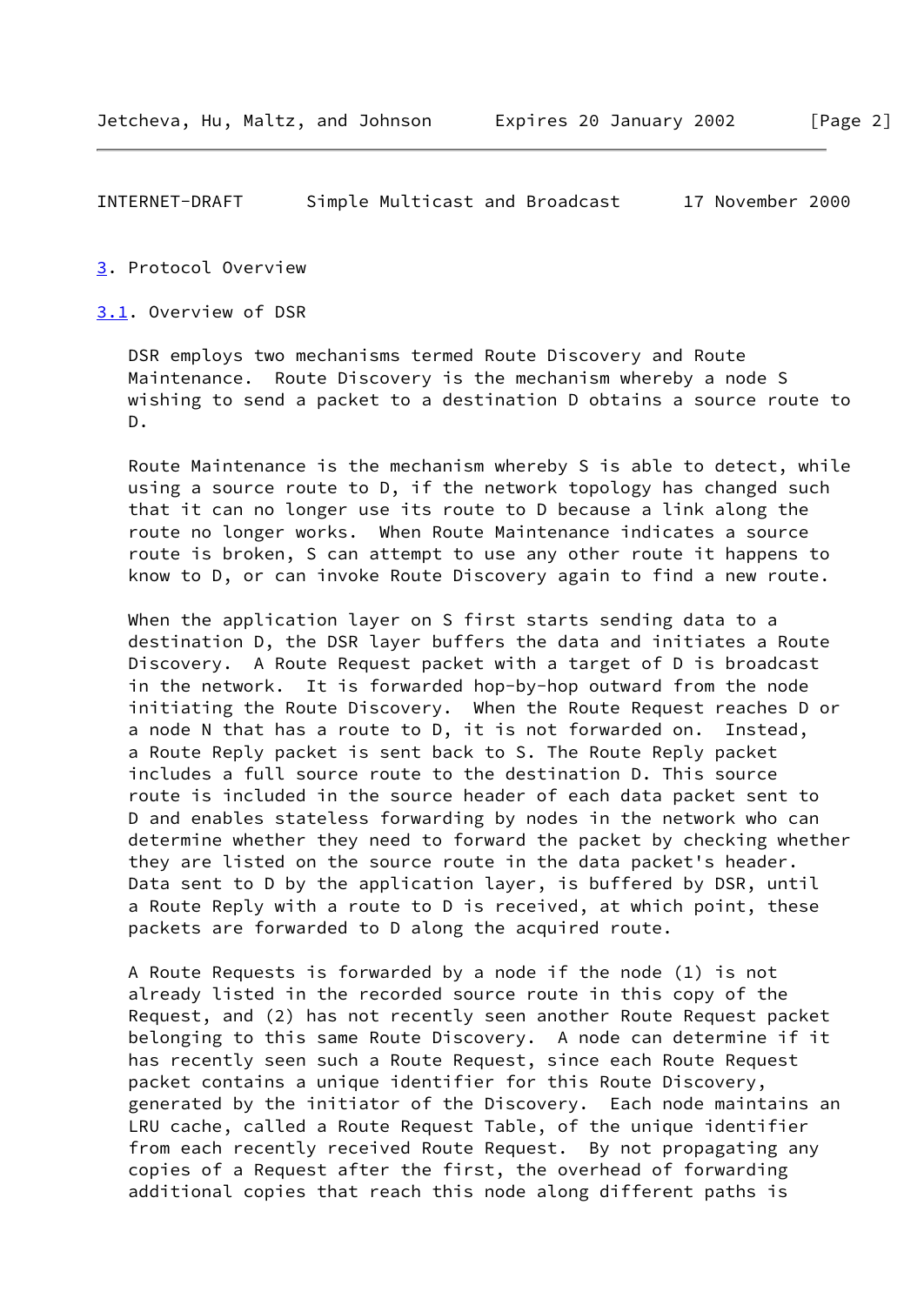## 3. Protocol Overview

### 3.1. Overview of DSR

DSR employs two mechanisms termed Route Discovery and Route Maintenance. Route Discovery is the mechanism whereby a node S wishing to send a packet to a destination D obtains a source route to D.

Route Maintenance is the mechanism whereby S is able to detect, while using a source route to D, if the network topology has changed such that it can no longer use its route to D because a link along the route no longer works. When Route Maintenance indicates a source route is broken, S can attempt to use any other route it happens to know to D, or can invoke Route Discovery again to find a new route.

When the application layer on S first starts sending data to a destination D, the DSR layer buffers the data and initiates a Route Discovery. A Route Request packet with a target of D is broadcast in the network. It is forwarded hop-by-hop outward from the node initiating the Route Discovery. When the Route Request reaches D or a node N that has a route to D, it is not forwarded on. Instead, a Route Reply packet is sent back to S. The Route Reply packet includes a full source route to the destination D. This source route is included in the source header of each data packet sent to D and enables stateless forwarding by nodes in the network who can determine whether they need to forward the packet by checking whether they are listed on the source route in the data packet's header. Data sent to D by the application layer, is buffered by DSR, until a Route Reply with a route to D is received, at which point, these packets are forwarded to D along the acquired route.

A Route Requests is forwarded by a node if the node (1) is not already listed in the recorded source route in this copy of the Request, and (2) has not recently seen another Route Request packet belonging to this same Route Discovery. A node can determine if it has recently seen such a Route Request, since each Route Request packet contains a unique identifier for this Route Discovery, generated by the initiator of the Discovery. Each node maintains an LRU cache, called a Route Request Table, of the unique identifier from each recently received Route Request. By not propagating any copies of a Request after the first, the overhead of forwarding additional copies that reach this node along different paths is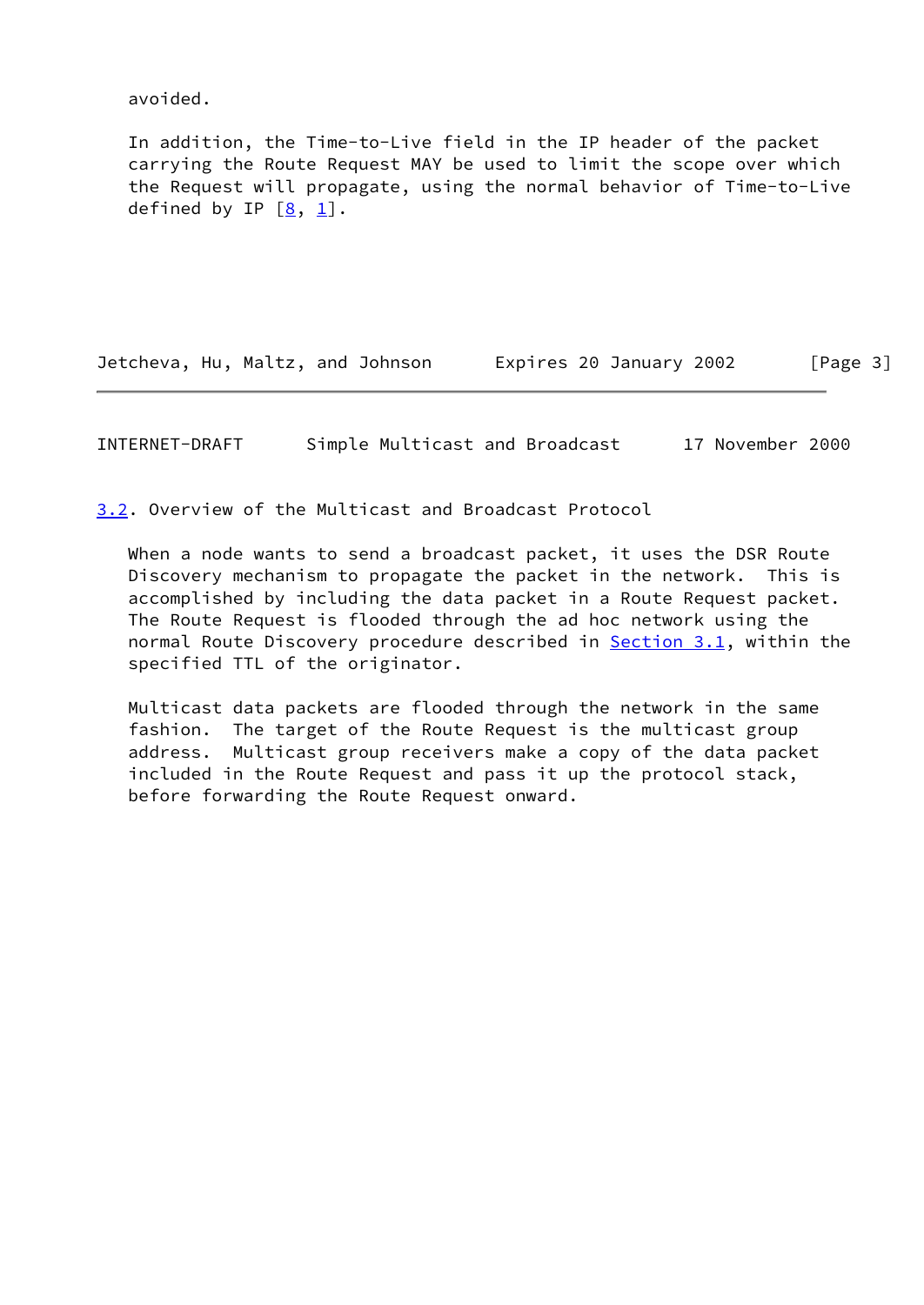avoided.

In addition, the Time-to-Live field in the IP header of the packet carrying the Route Request MAY be used to limit the scope over which the Request will propagate, using the normal behavior of Time-to-Live defined by IP [8, 1].

### 3.2. Overview of the Multicast and Broadcast Protocol

When a node wants to send a broadcast packet, it uses the DSR Route Discovery mechanism to propagate the packet in the network. This is accomplished by including the data packet in a Route Request packet. The Route Request is flooded through the ad hoc network using the normal Route Discovery procedure described in Section 3.1, within the specified TTL of the originator.

Multicast data packets are flooded through the network in the same fashion. The target of the Route Request is the multicast group address. Multicast group receivers make a copy of the data packet included in the Route Request and pass it up the protocol stack, before forwarding the Route Request onward.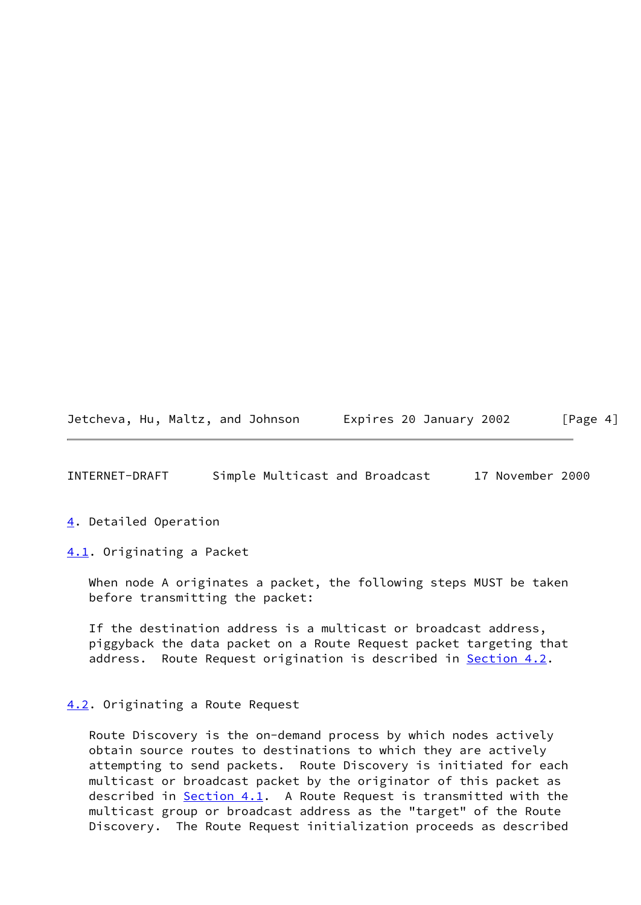## 4. Detailed Operation

### 4.1. Originating a Packet

When node A originates a packet, the following steps MUST be taken before transmitting the packet:

If the destination address is a multicast or broadcast address, piggyback the data packet on a Route Request packet targeting that address. Route Request origination is described in Section 4.2.

### 4.2. Originating a Route Request

Route Discovery is the on-demand process by which nodes actively obtain source routes to destinations to which they are actively attempting to send packets. Route Discovery is initiated for each multicast or broadcast packet by the originator of this packet as described in Section 4.1. A Route Request is transmitted with the multicast group or broadcast address as the "target" of the Route Discovery. The Route Request initialization proceeds as described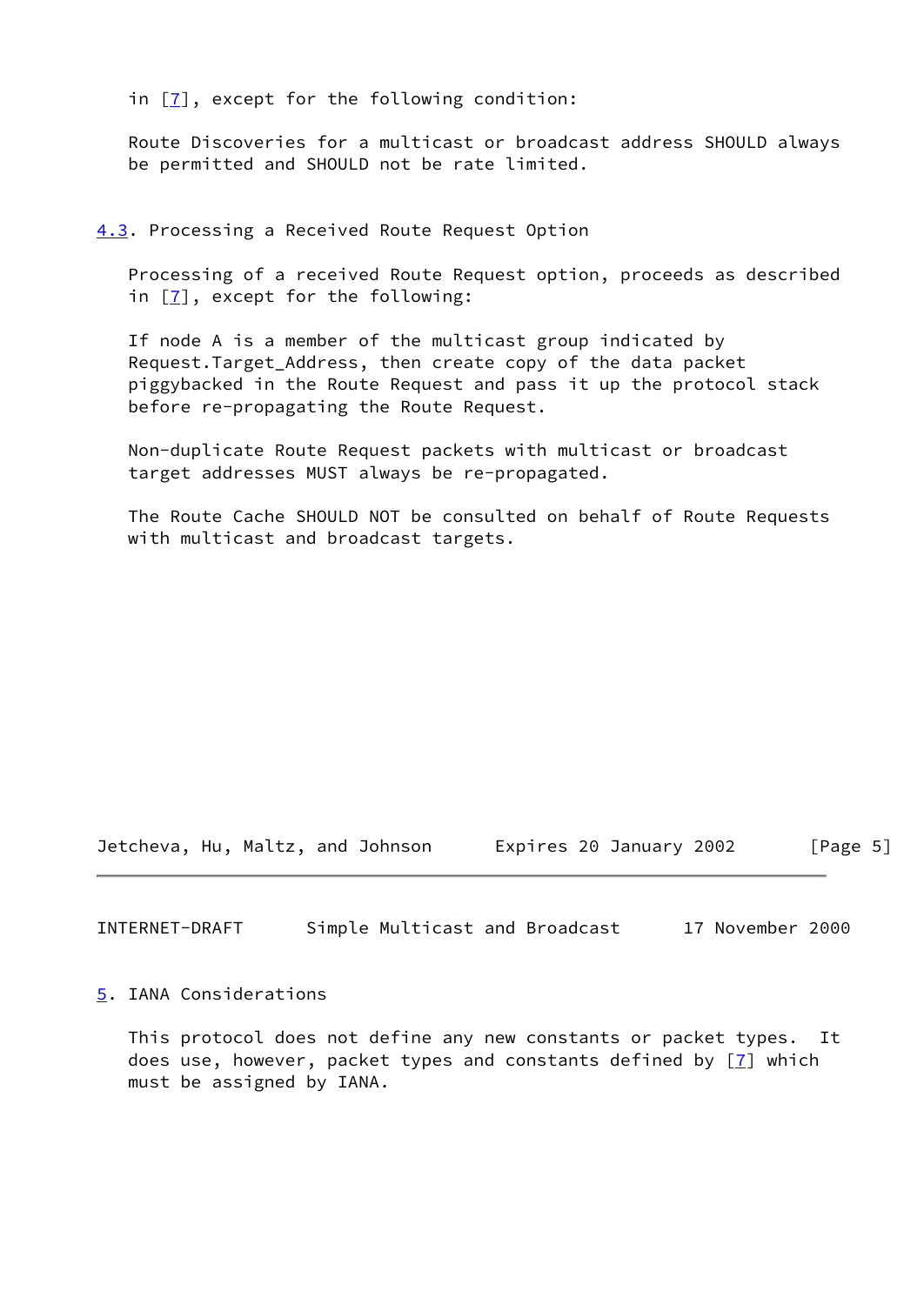in [7], except for the following condition:

Route Discoveries for a multicast or broadcast address SHOULD always be permitted and SHOULD not be rate limited.

### 4.3. Processing a Received Route Request Option

Processing of a received Route Request option, proceeds as described in [7], except for the following:

If node A is a member of the multicast group indicated by Request.Target_Address, then create copy of the data packet piggybacked in the Route Request and pass it up the protocol stack before re-propagating the Route Request.

Non-duplicate Route Request packets with multicast or broadcast target addresses MUST always be re-propagated.

The Route Cache SHOULD NOT be consulted on behalf of Route Requests with multicast and broadcast targets.

## 5. IANA Considerations

This protocol does not define any new constants or packet types. It does use, however, packet types and constants defined by [7] which must be assigned by IANA.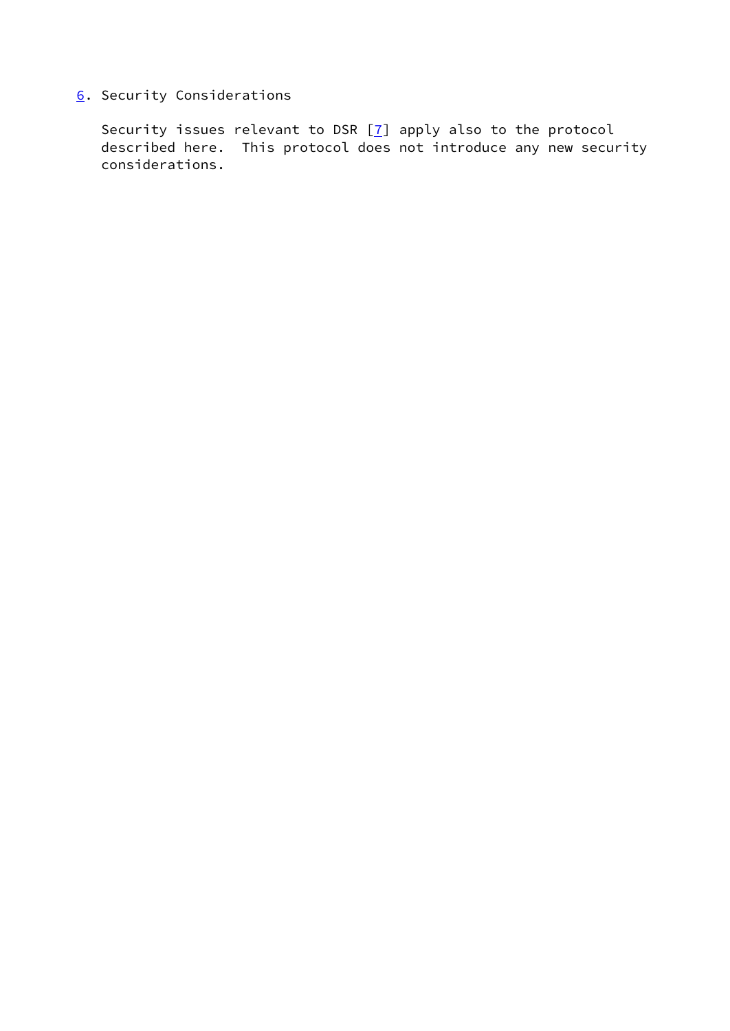## 6. Security Considerations

Security issues relevant to DSR [7] apply also to the protocol described here. This protocol does not introduce any new security considerations.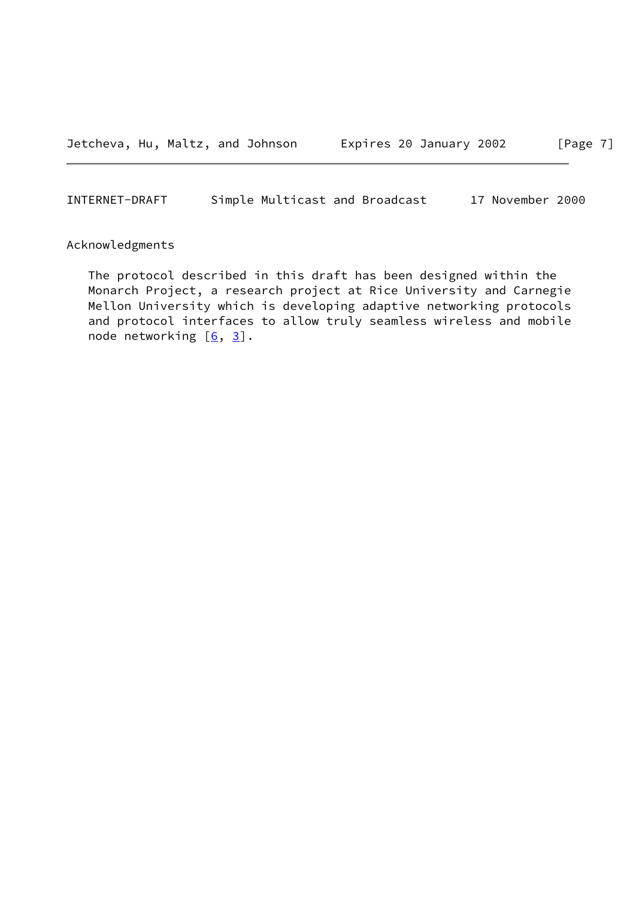## Acknowledgments

The protocol described in this draft has been designed within the Monarch Project, a research project at Rice University and Carnegie Mellon University which is developing adaptive networking protocols and protocol interfaces to allow truly seamless wireless and mobile node networking [6, 3].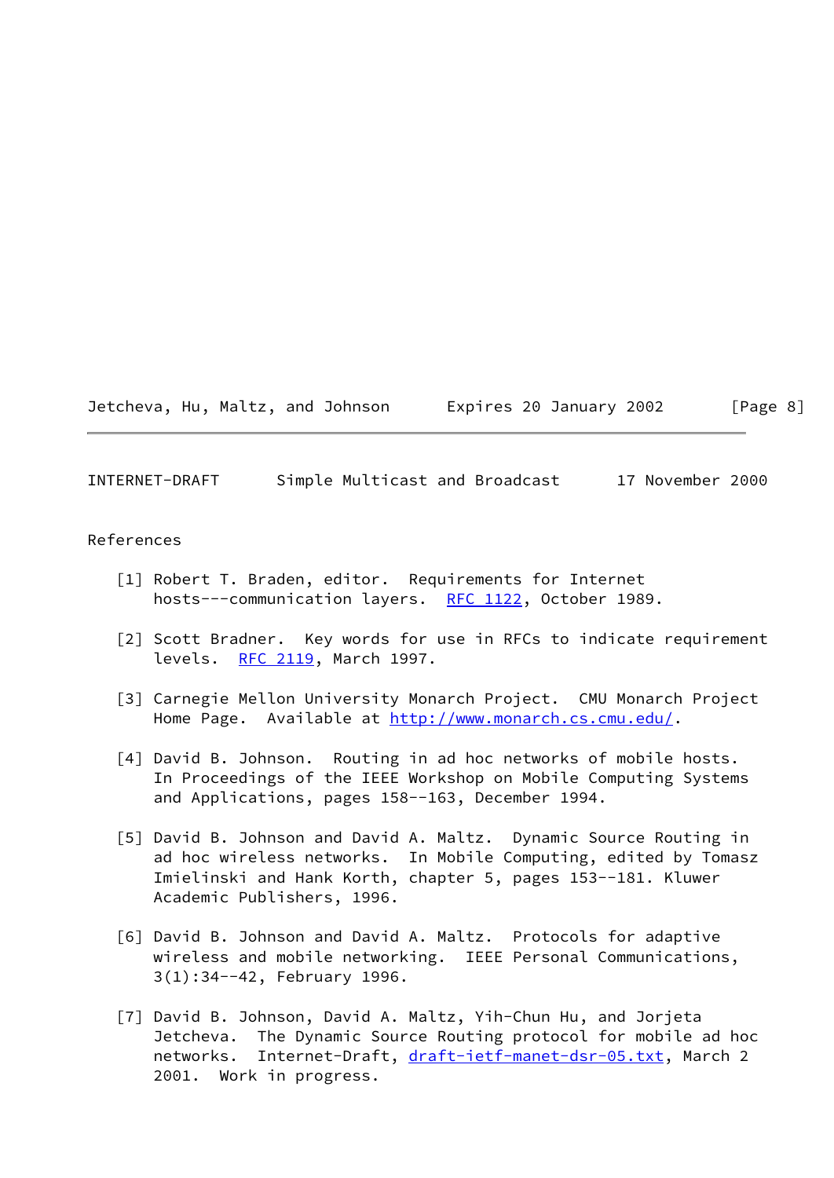## References

[1] Robert T. Braden, editor. Requirements for Internet hosts---communication layers. RFC 1122, October 1989.

[2] Scott Bradner. Key words for use in RFCs to indicate requirement levels. RFC 2119, March 1997.

[3] Carnegie Mellon University Monarch Project. CMU Monarch Project Home Page. Available at http://www.monarch.cs.cmu.edu/.

[4] David B. Johnson. Routing in ad hoc networks of mobile hosts. In Proceedings of the IEEE Workshop on Mobile Computing Systems and Applications, pages 158--163, December 1994.

[5] David B. Johnson and David A. Maltz. Dynamic Source Routing in ad hoc wireless networks. In Mobile Computing, edited by Tomasz Imielinski and Hank Korth, chapter 5, pages 153--181. Kluwer Academic Publishers, 1996.

[6] David B. Johnson and David A. Maltz. Protocols for adaptive wireless and mobile networking. IEEE Personal Communications, 3(1):34--42, February 1996.

[7] David B. Johnson, David A. Maltz, Yih-Chun Hu, and Jorjeta Jetcheva. The Dynamic Source Routing protocol for mobile ad hoc networks. Internet-Draft, draft-ietf-manet-dsr-05.txt, March 2 2001. Work in progress.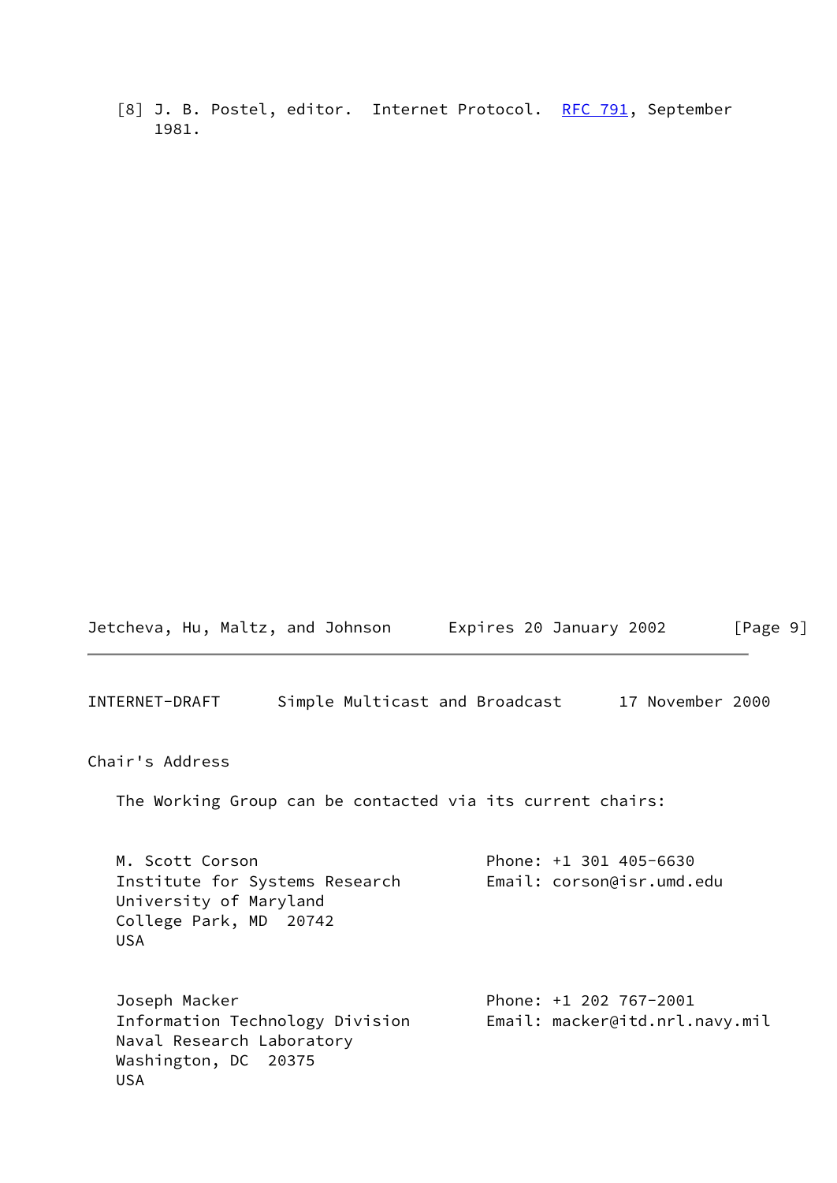[8] J. B. Postel, editor. Internet Protocol. RFC 791, September 1981.

## Chair's Address

The Working Group can be contacted via its current chairs:

```
M. Scott Corson                         Phone: +1 301 405-6630
Institute for Systems Research          Email: corson@isr.umd.edu
University of Maryland
College Park, MD  20742
USA


Joseph Macker                           Phone: +1 202 767-2001
Information Technology Division         Email: macker@itd.nrl.navy.mil
Naval Research Laboratory
Washington, DC  20375
USA
```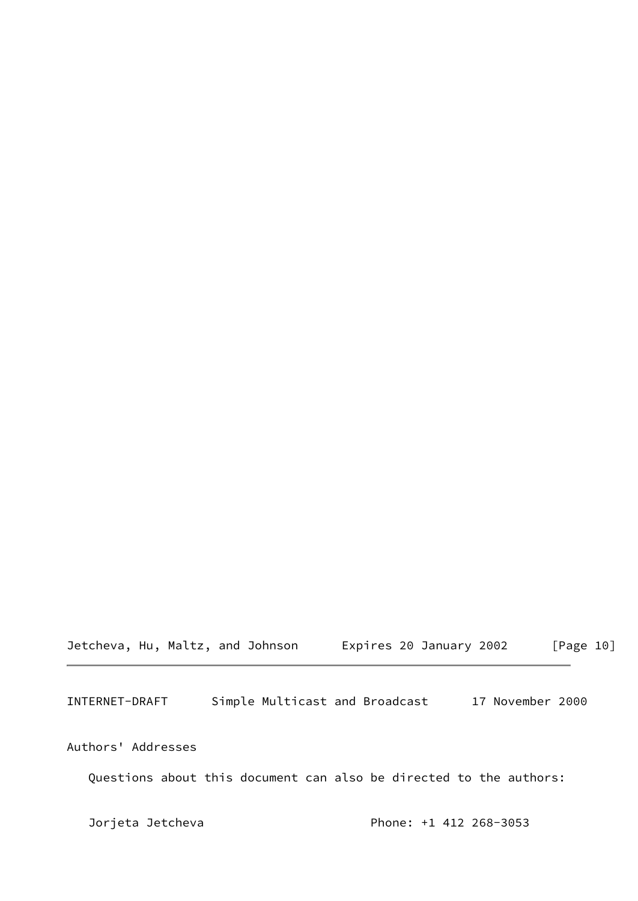## Authors' Addresses

Questions about this document can also be directed to the authors:

Jorjeta Jetcheva                    Phone: +1 412 268-3053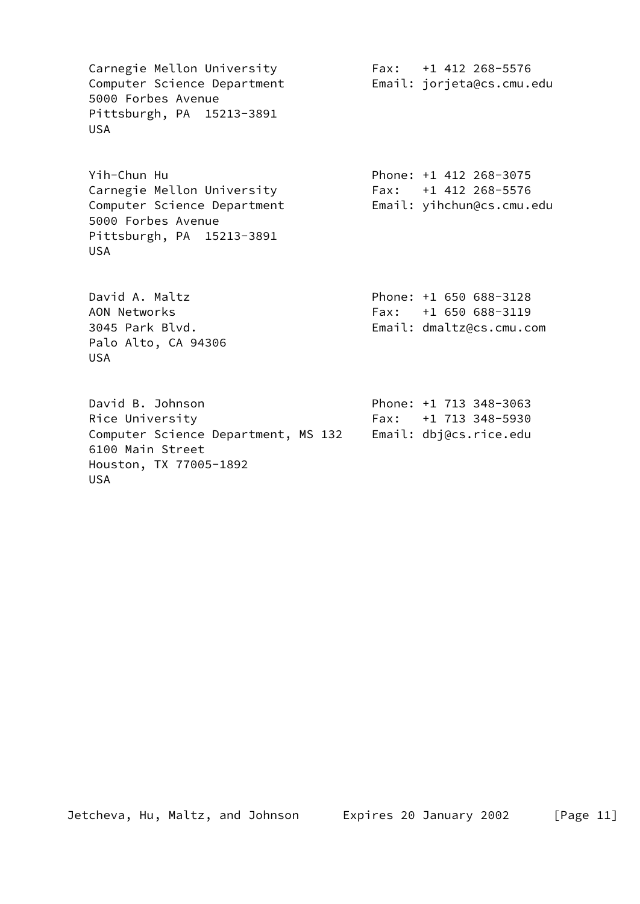```
   Carnegie Mellon University            Fax:   +1 412 268-5576
   Computer Science Department           Email: jorjeta@cs.cmu.edu
   5000 Forbes Avenue
   Pittsburgh, PA  15213-3891
   USA


   Yih-Chun Hu                           Phone: +1 412 268-3075
   Carnegie Mellon University            Fax:   +1 412 268-5576
   Computer Science Department           Email: yihchun@cs.cmu.edu
   5000 Forbes Avenue
   Pittsburgh, PA  15213-3891
   USA


   David A. Maltz                        Phone: +1 650 688-3128
   AON Networks                          Fax:   +1 650 688-3119
   3045 Park Blvd.                       Email: dmaltz@cs.cmu.com
   Palo Alto, CA 94306
   USA


   David B. Johnson                      Phone: +1 713 348-3063
   Rice University                       Fax:   +1 713 348-5930
   Computer Science Department, MS 132   Email: dbj@cs.rice.edu
   6100 Main Street
   Houston, TX 77005-1892
   USA
```